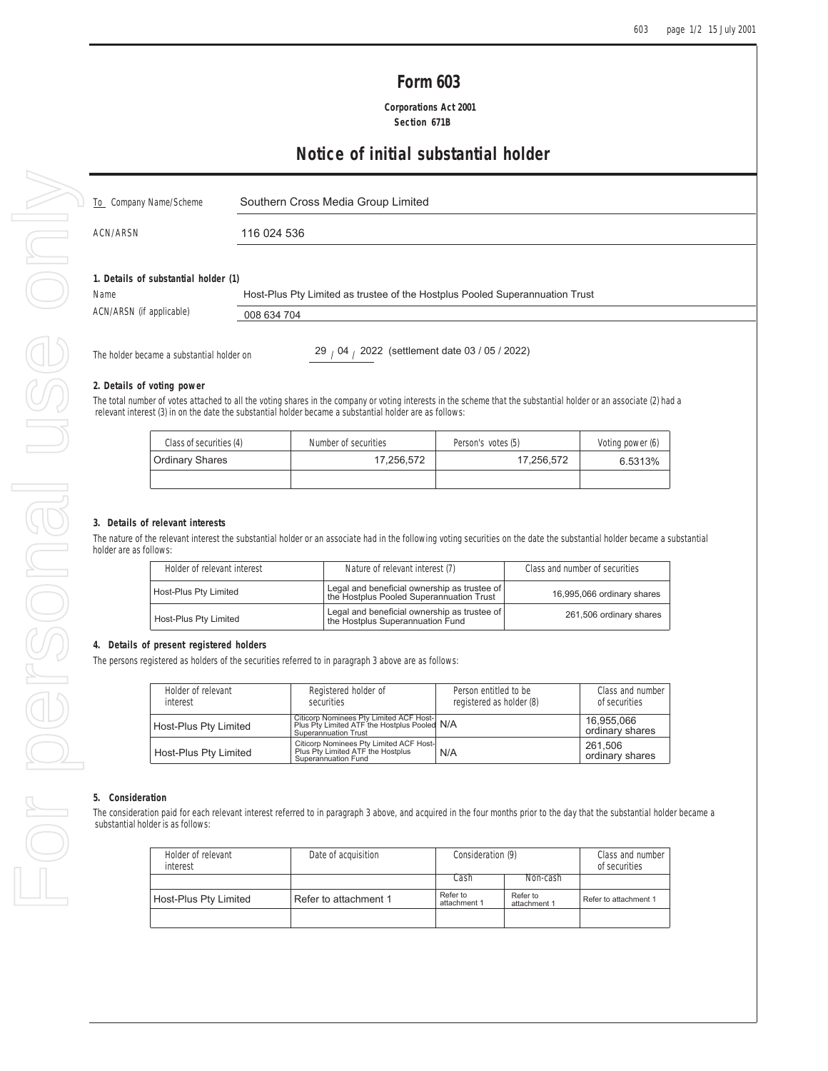# Form 603

**Corporations Act 2001**
**Section 671B**

## Notice of initial substantial holder

| | |
|---|---|
| To Company Name/Scheme | Southern Cross Media Group Limited |
| ACN/ARSN | 116 024 536 |

### 1. Details of substantial holder (1)

| | |
|---|---|
| Name | Host-Plus Pty Limited as trustee of the Hostplus Pooled Superannuation Trust |
| ACN/ARSN (if applicable) | 008 634 704 |

The holder became a substantial holder on 29 / 04 / 2022 (settlement date 03 / 05 / 2022)

### 2. Details of voting power

The total number of votes attached to all the voting shares in the company or voting interests in the scheme that the substantial holder or an associate (2) had a relevant interest (3) in on the date the substantial holder became a substantial holder are as follows:

| Class of securities (4) | Number of securities | Person's votes (5) | Voting power (6) |
|---|---|---|---|
| Ordinary Shares | 17,256,572 | 17,256,572 | 6.5313% |
| | | | |

### 3. Details of relevant interests

The nature of the relevant interest the substantial holder or an associate had in the following voting securities on the date the substantial holder became a substantial holder are as follows:

| Holder of relevant interest | Nature of relevant interest (7) | Class and number of securities |
|---|---|---|
| Host-Plus Pty Limited | Legal and beneficial ownership as trustee of the Hostplus Pooled Superannuation Trust | 16,995,066 ordinary shares |
| Host-Plus Pty Limited | Legal and beneficial ownership as trustee of the Hostplus Superannuation Fund | 261,506 ordinary shares |

### 4. Details of present registered holders

The persons registered as holders of the securities referred to in paragraph 3 above are as follows:

| Holder of relevant interest | Registered holder of securities | Person entitled to be registered as holder (8) | Class and number of securities |
|---|---|---|---|
| Host-Plus Pty Limited | Citicorp Nominees Pty Limited ACF Host-Plus Pty Limited ATF the Hostplus Pooled Superannuation Trust | N/A | 16,955,066 ordinary shares |
| Host-Plus Pty Limited | Citicorp Nominees Pty Limited ACF Host-Plus Pty Limited ATF the Hostplus Superannuation Fund | N/A | 261,506 ordinary shares |

### 5. Consideration

The consideration paid for each relevant interest referred to in paragraph 3 above, and acquired in the four months prior to the day that the substantial holder became a substantial holder is as follows:

| Holder of relevant interest | Date of acquisition | Consideration (9) | | Class and number of securities |
|---|---|---|---|---|
| | | Cash | Non-cash | |
| Host-Plus Pty Limited | Refer to attachment 1 | Refer to attachment 1 | Refer to attachment 1 | Refer to attachment 1 |
| | | | | |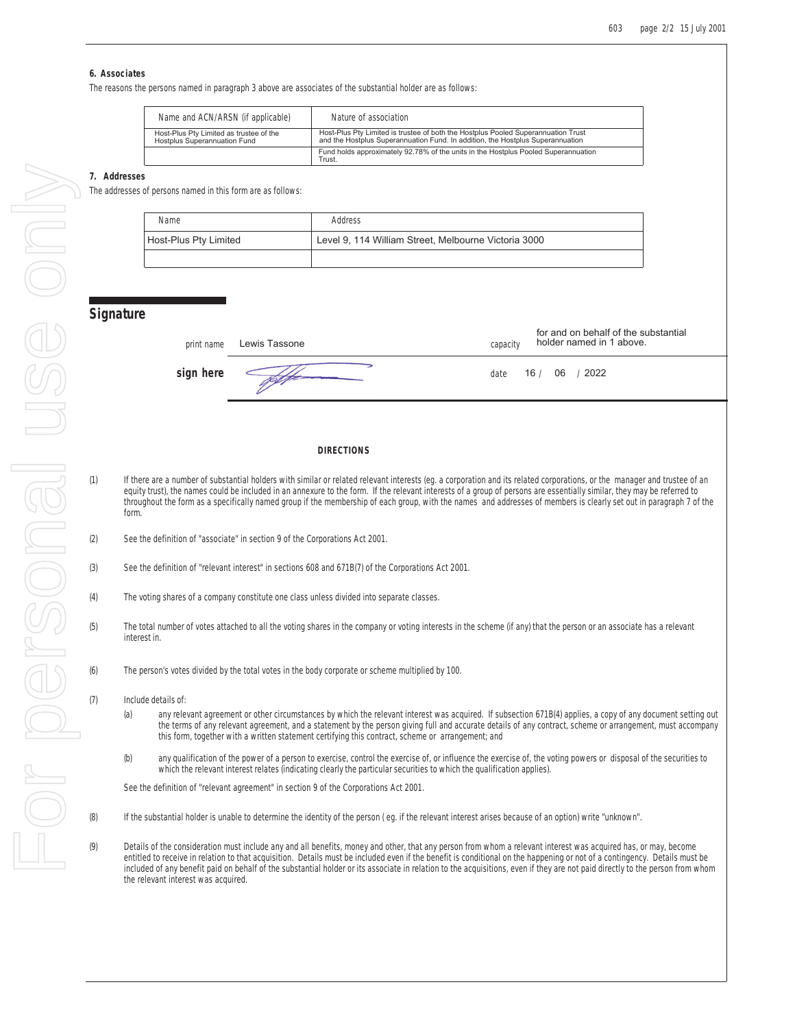### 6. Associates

The reasons the persons named in paragraph 3 above are associates of the substantial holder are as follows:

| Name and ACN/ARSN (if applicable) | Nature of association |
|---|---|
| Host-Plus Pty Limited as trustee of the Hostplus Superannuation Fund | Host-Plus Pty Limited is trustee of both the Hostplus Pooled Superannuation Trust and the Hostplus Superannuation Fund. In addition, the Hostplus Superannuation |
| | Fund holds approximately 92.78% of the units in the Hostplus Pooled Superannuation Trust. |

### 7. Addresses

The addresses of persons named in this form are as follows:

| Name | Address |
|---|---|
| Host-Plus Pty Limited | Level 9, 114 William Street, Melbourne Victoria 3000 |
| | |

## Signature

print name Lewis Tassone

capacity for and on behalf of the substantial holder named in 1 above.

sign here

date 16 / 06 / 2022

#### DIRECTIONS

(1) If there are a number of substantial holders with similar or related relevant interests (eg. a corporation and its related corporations, or the manager and trustee of an equity trust), the names could be included in an annexure to the form. If the relevant interests of a group of persons are essentially similar, they may be referred to throughout the form as a specifically named group if the membership of each group, with the names and addresses of members is clearly set out in paragraph 7 of the form.

(2) See the definition of "associate" in section 9 of the Corporations Act 2001.

(3) See the definition of "relevant interest" in sections 608 and 671B(7) of the Corporations Act 2001.

(4) The voting shares of a company constitute one class unless divided into separate classes.

(5) The total number of votes attached to all the voting shares in the company or voting interests in the scheme (if any) that the person or an associate has a relevant interest in.

(6) The person's votes divided by the total votes in the body corporate or scheme multiplied by 100.

(7) Include details of:

(a) any relevant agreement or other circumstances by which the relevant interest was acquired. If subsection 671B(4) applies, a copy of any document setting out the terms of any relevant agreement, and a statement by the person giving full and accurate details of any contract, scheme or arrangement, must accompany this form, together with a written statement certifying this contract, scheme or arrangement; and

(b) any qualification of the power of a person to exercise, control the exercise of, or influence the exercise of, the voting powers or disposal of the securities to which the relevant interest relates (indicating clearly the particular securities to which the qualification applies).

See the definition of "relevant agreement" in section 9 of the Corporations Act 2001.

(8) If the substantial holder is unable to determine the identity of the person ( eg. if the relevant interest arises because of an option) write "unknown".

(9) Details of the consideration must include any and all benefits, money and other, that any person from whom a relevant interest was acquired has, or may, become entitled to receive in relation to that acquisition. Details must be included even if the benefit is conditional on the happening or not of a contingency. Details must be included of any benefit paid on behalf of the substantial holder or its associate in relation to the acquisitions, even if they are not paid directly to the person from whom the relevant interest was acquired.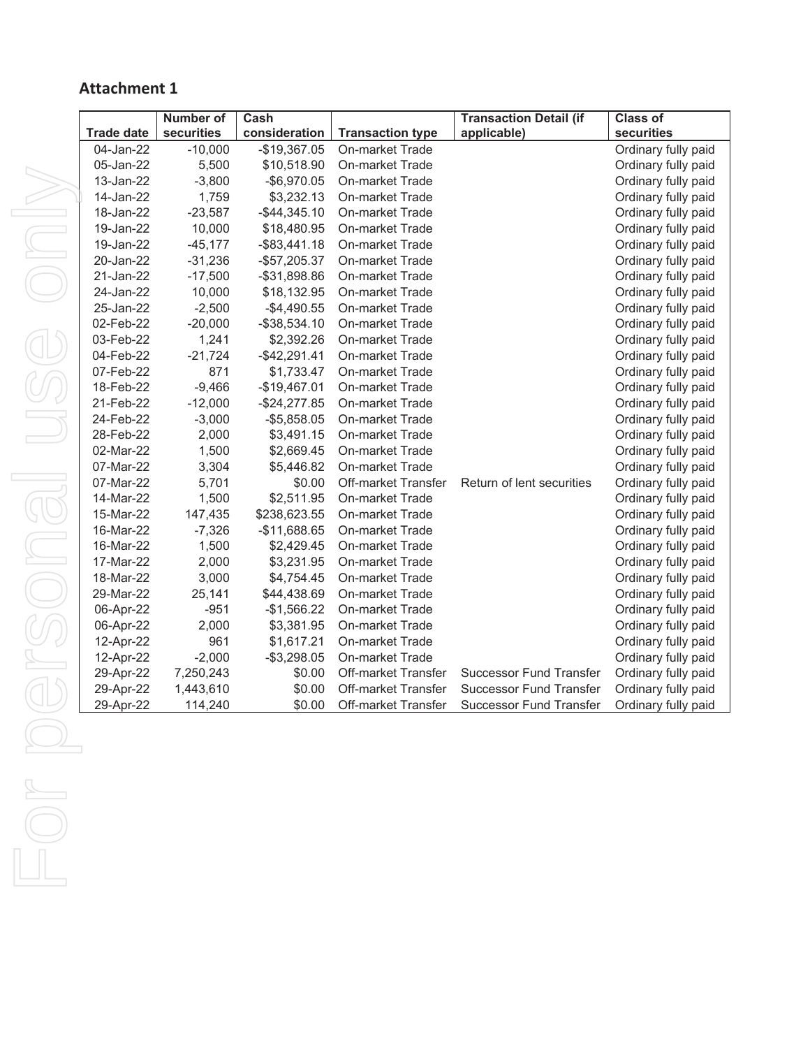## Attachment 1

| Trade date | Number of securities | Cash consideration | Transaction type | Transaction Detail (if applicable) | Class of securities |
|---|---|---|---|---|---|
| 04-Jan-22 | -10,000 | -$19,367.05 | On-market Trade | | Ordinary fully paid |
| 05-Jan-22 | 5,500 | $10,518.90 | On-market Trade | | Ordinary fully paid |
| 13-Jan-22 | -3,800 | -$6,970.05 | On-market Trade | | Ordinary fully paid |
| 14-Jan-22 | 1,759 | $3,232.13 | On-market Trade | | Ordinary fully paid |
| 18-Jan-22 | -23,587 | -$44,345.10 | On-market Trade | | Ordinary fully paid |
| 19-Jan-22 | 10,000 | $18,480.95 | On-market Trade | | Ordinary fully paid |
| 19-Jan-22 | -45,177 | -$83,441.18 | On-market Trade | | Ordinary fully paid |
| 20-Jan-22 | -31,236 | -$57,205.37 | On-market Trade | | Ordinary fully paid |
| 21-Jan-22 | -17,500 | -$31,898.86 | On-market Trade | | Ordinary fully paid |
| 24-Jan-22 | 10,000 | $18,132.95 | On-market Trade | | Ordinary fully paid |
| 25-Jan-22 | -2,500 | -$4,490.55 | On-market Trade | | Ordinary fully paid |
| 02-Feb-22 | -20,000 | -$38,534.10 | On-market Trade | | Ordinary fully paid |
| 03-Feb-22 | 1,241 | $2,392.26 | On-market Trade | | Ordinary fully paid |
| 04-Feb-22 | -21,724 | -$42,291.41 | On-market Trade | | Ordinary fully paid |
| 07-Feb-22 | 871 | $1,733.47 | On-market Trade | | Ordinary fully paid |
| 18-Feb-22 | -9,466 | -$19,467.01 | On-market Trade | | Ordinary fully paid |
| 21-Feb-22 | -12,000 | -$24,277.85 | On-market Trade | | Ordinary fully paid |
| 24-Feb-22 | -3,000 | -$5,858.05 | On-market Trade | | Ordinary fully paid |
| 28-Feb-22 | 2,000 | $3,491.15 | On-market Trade | | Ordinary fully paid |
| 02-Mar-22 | 1,500 | $2,669.45 | On-market Trade | | Ordinary fully paid |
| 07-Mar-22 | 3,304 | $5,446.82 | On-market Trade | | Ordinary fully paid |
| 07-Mar-22 | 5,701 | $0.00 | Off-market Transfer | Return of lent securities | Ordinary fully paid |
| 14-Mar-22 | 1,500 | $2,511.95 | On-market Trade | | Ordinary fully paid |
| 15-Mar-22 | 147,435 | $238,623.55 | On-market Trade | | Ordinary fully paid |
| 16-Mar-22 | -7,326 | -$11,688.65 | On-market Trade | | Ordinary fully paid |
| 16-Mar-22 | 1,500 | $2,429.45 | On-market Trade | | Ordinary fully paid |
| 17-Mar-22 | 2,000 | $3,231.95 | On-market Trade | | Ordinary fully paid |
| 18-Mar-22 | 3,000 | $4,754.45 | On-market Trade | | Ordinary fully paid |
| 29-Mar-22 | 25,141 | $44,438.69 | On-market Trade | | Ordinary fully paid |
| 06-Apr-22 | -951 | -$1,566.22 | On-market Trade | | Ordinary fully paid |
| 06-Apr-22 | 2,000 | $3,381.95 | On-market Trade | | Ordinary fully paid |
| 12-Apr-22 | 961 | $1,617.21 | On-market Trade | | Ordinary fully paid |
| 12-Apr-22 | -2,000 | -$3,298.05 | On-market Trade | | Ordinary fully paid |
| 29-Apr-22 | 7,250,243 | $0.00 | Off-market Transfer | Successor Fund Transfer | Ordinary fully paid |
| 29-Apr-22 | 1,443,610 | $0.00 | Off-market Transfer | Successor Fund Transfer | Ordinary fully paid |
| 29-Apr-22 | 114,240 | $0.00 | Off-market Transfer | Successor Fund Transfer | Ordinary fully paid |